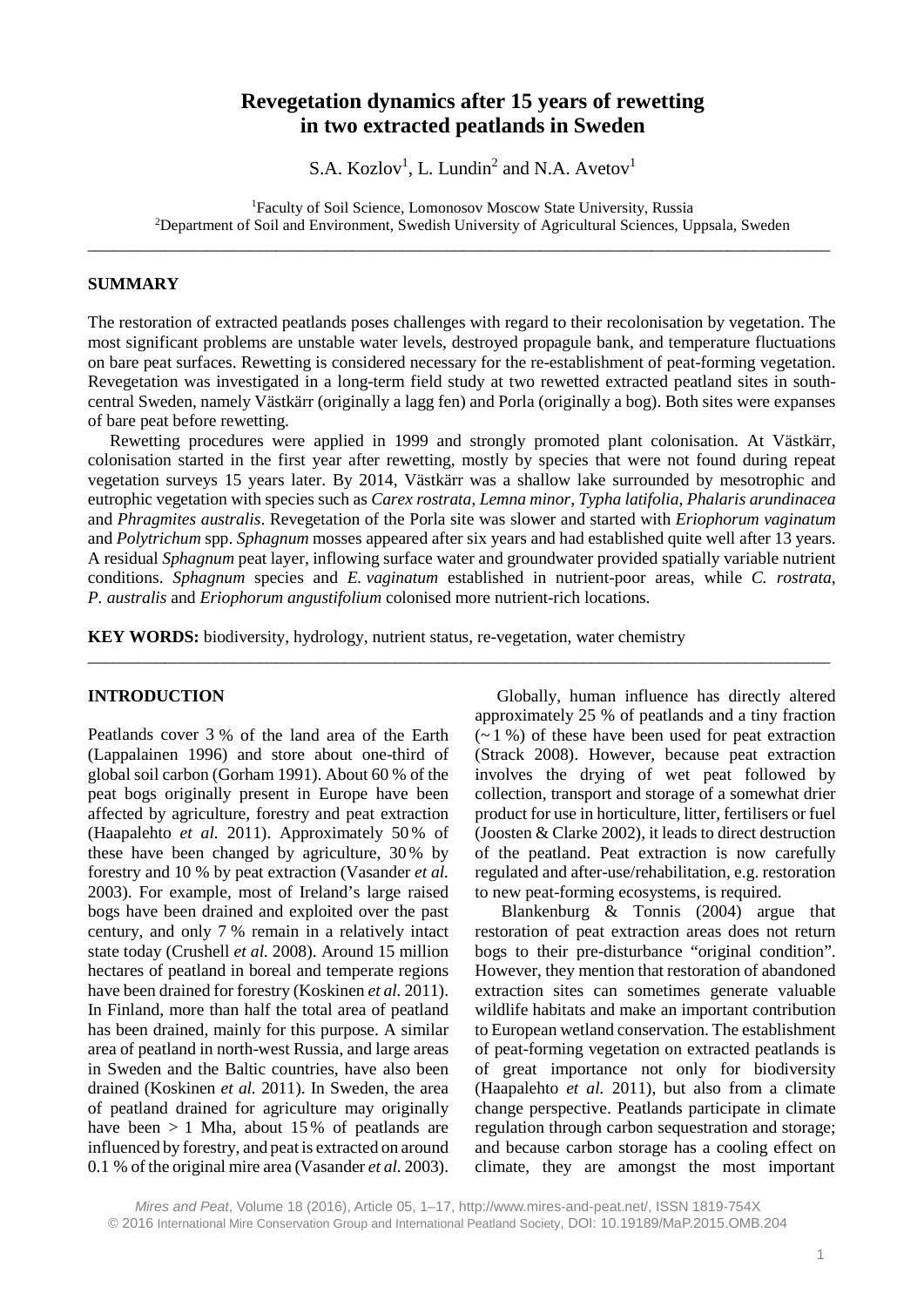# Revegetation dynamics after 15 years of rewetting in two extracted peatlands in Sweden

S.A. Kozlov[1], L. Lundin[2] and N.A. Avetov[1]

[1]Faculty of Soil Science, Lomonosov Moscow State University, Russia
[2]Department of Soil and Environment, Swedish University of Agricultural Sciences, Uppsala, Sweden

---

## SUMMARY

The restoration of extracted peatlands poses challenges with regard to their recolonisation by vegetation. The most significant problems are unstable water levels, destroyed propagule bank, and temperature fluctuations on bare peat surfaces. Rewetting is considered necessary for the re-establishment of peat-forming vegetation. Revegetation was investigated in a long-term field study at two rewetted extracted peatland sites in south-central Sweden, namely Västkärr (originally a lagg fen) and Porla (originally a bog). Both sites were expanses of bare peat before rewetting.

Rewetting procedures were applied in 1999 and strongly promoted plant colonisation. At Västkärr, colonisation started in the first year after rewetting, mostly by species that were not found during repeat vegetation surveys 15 years later. By 2014, Västkärr was a shallow lake surrounded by mesotrophic and eutrophic vegetation with species such as *Carex rostrata*, *Lemna minor*, *Typha latifolia*, *Phalaris arundinacea* and *Phragmites australis*. Revegetation of the Porla site was slower and started with *Eriophorum vaginatum* and *Polytrichum* spp. *Sphagnum* mosses appeared after six years and had established quite well after 13 years. A residual *Sphagnum* peat layer, inflowing surface water and groundwater provided spatially variable nutrient conditions. *Sphagnum* species and *E. vaginatum* established in nutrient-poor areas, while *C. rostrata*, *P. australis* and *Eriophorum angustifolium* colonised more nutrient-rich locations.

**KEY WORDS:** biodiversity, hydrology, nutrient status, re-vegetation, water chemistry

---

## INTRODUCTION

Peatlands cover 3 % of the land area of the Earth (Lappalainen 1996) and store about one-third of global soil carbon (Gorham 1991). About 60 % of the peat bogs originally present in Europe have been affected by agriculture, forestry and peat extraction (Haapalehto *et al.* 2011). Approximately 50 % of these have been changed by agriculture, 30 % by forestry and 10 % by peat extraction (Vasander *et al.* 2003). For example, most of Ireland's large raised bogs have been drained and exploited over the past century, and only 7 % remain in a relatively intact state today (Crushell *et al.* 2008). Around 15 million hectares of peatland in boreal and temperate regions have been drained for forestry (Koskinen *et al.* 2011). In Finland, more than half the total area of peatland has been drained, mainly for this purpose. A similar area of peatland in north-west Russia, and large areas in Sweden and the Baltic countries, have also been drained (Koskinen *et al.* 2011). In Sweden, the area of peatland drained for agriculture may originally have been > 1 Mha, about 15 % of peatlands are influenced by forestry, and peat is extracted on around 0.1 % of the original mire area (Vasander *et al.* 2003).

Globally, human influence has directly altered approximately 25 % of peatlands and a tiny fraction (~ 1 %) of these have been used for peat extraction (Strack 2008). However, because peat extraction involves the drying of wet peat followed by collection, transport and storage of a somewhat drier product for use in horticulture, litter, fertilisers or fuel (Joosten & Clarke 2002), it leads to direct destruction of the peatland. Peat extraction is now carefully regulated and after-use/rehabilitation, e.g. restoration to new peat-forming ecosystems, is required.

Blankenburg & Tonnis (2004) argue that restoration of peat extraction areas does not return bogs to their pre-disturbance "original condition". However, they mention that restoration of abandoned extraction sites can sometimes generate valuable wildlife habitats and make an important contribution to European wetland conservation. The establishment of peat-forming vegetation on extracted peatlands is of great importance not only for biodiversity (Haapalehto *et al.* 2011), but also from a climate change perspective. Peatlands participate in climate regulation through carbon sequestration and storage; and because carbon storage has a cooling effect on climate, they are amongst the most important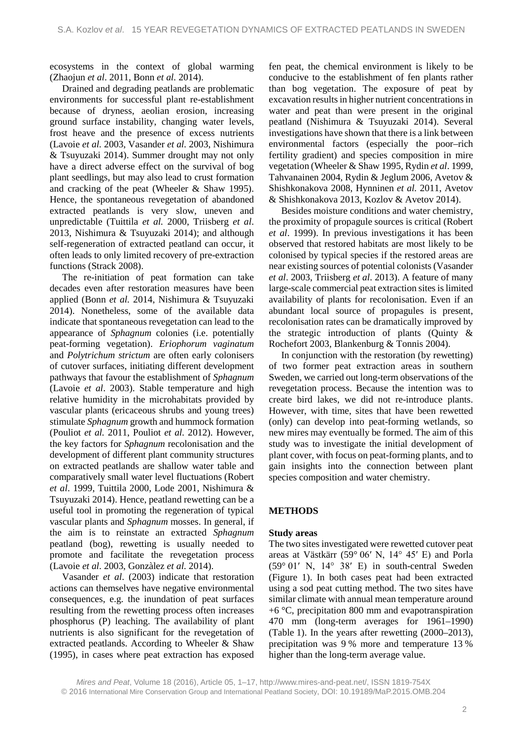ecosystems in the context of global warming (Zhaojun *et al*. 2011, Bonn *et al.* 2014).

Drained and degrading peatlands are problematic environments for successful plant re-establishment because of dryness, aeolian erosion, increasing ground surface instability, changing water levels, frost heave and the presence of excess nutrients (Lavoie *et al.* 2003, Vasander *et al.* 2003, Nishimura & Tsuyuzaki 2014). Summer drought may not only have a direct adverse effect on the survival of bog plant seedlings, but may also lead to crust formation and cracking of the peat (Wheeler & Shaw 1995). Hence, the spontaneous revegetation of abandoned extracted peatlands is very slow, uneven and unpredictable (Tuittila *et al.* 2000, Triisberg *et al*. 2013, Nishimura & Tsuyuzaki 2014); and although self-regeneration of extracted peatland can occur, it often leads to only limited recovery of pre-extraction functions (Strack 2008).

The re-initiation of peat formation can take decades even after restoration measures have been applied (Bonn *et al.* 2014, Nishimura & Tsuyuzaki 2014). Nonetheless, some of the available data indicate that spontaneous revegetation can lead to the appearance of *Sphagnum* colonies (i.e. potentially peat-forming vegetation). *Eriophorum vaginatum* and *Polytrichum strictum* are often early colonisers of cutover surfaces, initiating different development pathways that favour the establishment of *Sphagnum* (Lavoie *et al*. 2003). Stable temperature and high relative humidity in the microhabitats provided by vascular plants (ericaceous shrubs and young trees) stimulate *Sphagnum* growth and hummock formation (Pouliot *et al.* 2011, Pouliot *et al*. 2012). However, the key factors for *Sphagnum* recolonisation and the development of different plant community structures on extracted peatlands are shallow water table and comparatively small water level fluctuations (Robert *et al*. 1999, Tuittila 2000, Lode 2001, Nishimura & Tsuyuzaki 2014). Hence, peatland rewetting can be a useful tool in promoting the regeneration of typical vascular plants and *Sphagnum* mosses. In general, if the aim is to reinstate an extracted *Sphagnum* peatland (bog), rewetting is usually needed to promote and facilitate the revegetation process (Lavoie *et al*. 2003, Gonzàlez *et al.* 2014).

Vasander *et al*. (2003) indicate that restoration actions can themselves have negative environmental consequences, e.g. the inundation of peat surfaces resulting from the rewetting process often increases phosphorus (P) leaching. The availability of plant nutrients is also significant for the revegetation of extracted peatlands. According to Wheeler & Shaw (1995), in cases where peat extraction has exposed fen peat, the chemical environment is likely to be conducive to the establishment of fen plants rather than bog vegetation. The exposure of peat by excavation results in higher nutrient concentrations in water and peat than were present in the original peatland (Nishimura & Tsuyuzaki 2014). Several investigations have shown that there is a link between environmental factors (especially the poor–rich fertility gradient) and species composition in mire vegetation (Wheeler & Shaw 1995, Rydin *et al*. 1999, Tahvanainen 2004, Rydin & Jeglum 2006, Avetov & Shishkonakova 2008, Hynninen *et al.* 2011, Avetov & Shishkonakova 2013, Kozlov & Avetov 2014).

Besides moisture conditions and water chemistry, the proximity of propagule sources is critical (Robert *et al*. 1999). In previous investigations it has been observed that restored habitats are most likely to be colonised by typical species if the restored areas are near existing sources of potential colonists (Vasander *et al*. 2003, Triisberg *et al*. 2013). A feature of many large-scale commercial peat extraction sites is limited availability of plants for recolonisation. Even if an abundant local source of propagules is present, recolonisation rates can be dramatically improved by the strategic introduction of plants (Quinty & Rochefort 2003, Blankenburg & Tonnis 2004).

In conjunction with the restoration (by rewetting) of two former peat extraction areas in southern Sweden, we carried out long-term observations of the revegetation process. Because the intention was to create bird lakes, we did not re-introduce plants. However, with time, sites that have been rewetted (only) can develop into peat-forming wetlands, so new mires may eventually be formed. The aim of this study was to investigate the initial development of plant cover, with focus on peat-forming plants, and to gain insights into the connection between plant species composition and water chemistry.

## METHODS

### Study areas

The two sites investigated were rewetted cutover peat areas at Västkärr (59° 06′ N, 14° 45′ E) and Porla (59° 01′ N, 14° 38′ E) in south-central Sweden (Figure 1). In both cases peat had been extracted using a sod peat cutting method. The two sites have similar climate with annual mean temperature around +6 °C, precipitation 800 mm and evapotranspiration 470 mm (long-term averages for 1961–1990) (Table 1). In the years after rewetting (2000–2013), precipitation was 9 % more and temperature 13 % higher than the long-term average value.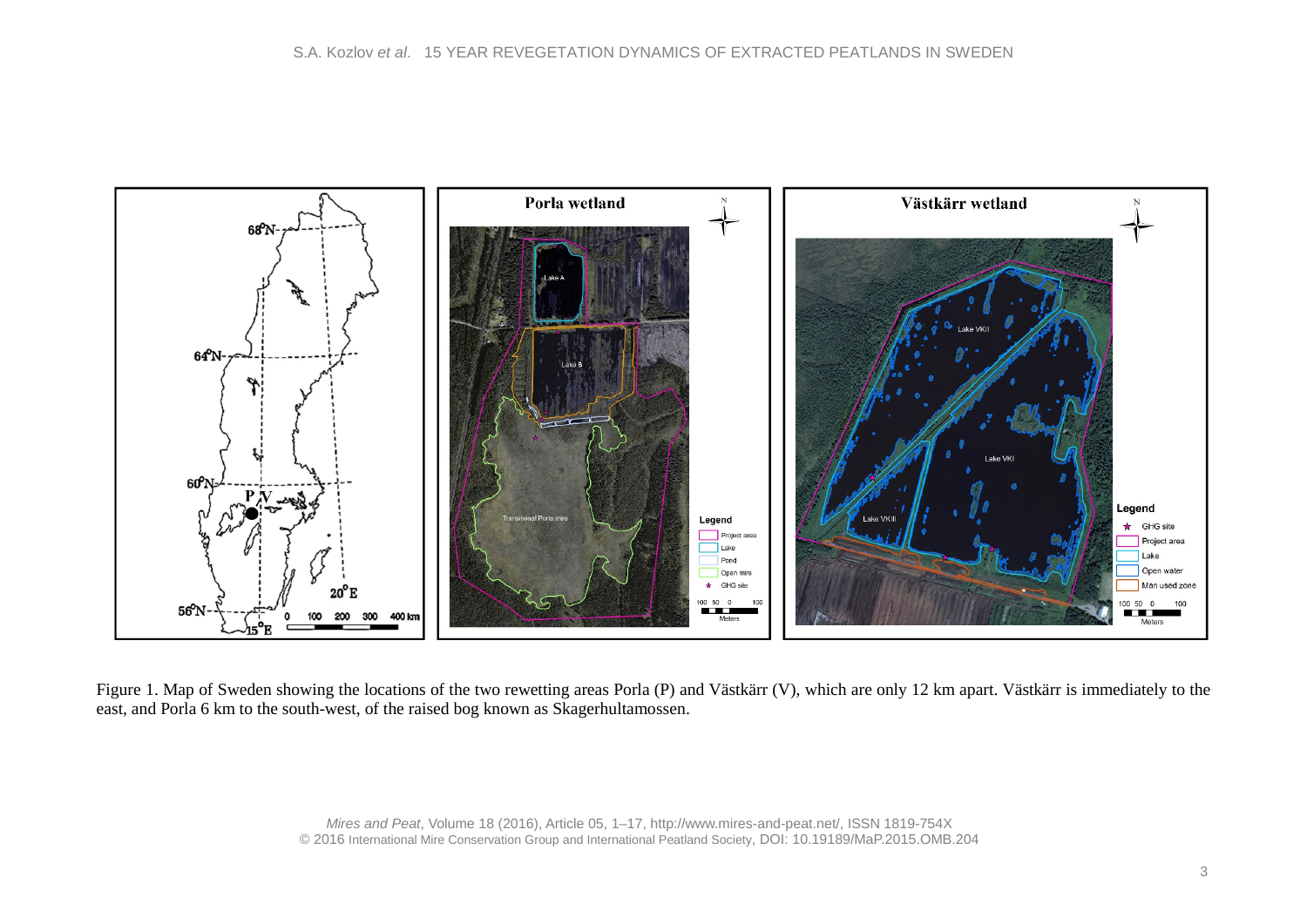Figure 1. Map of Sweden showing the locations of the two rewetting areas Porla (P) and Västkärr (V), which are only 12 km apart. Västkärr is immediately to the east, and Porla 6 km to the south-west, of the raised bog known as Skagerhultamossen.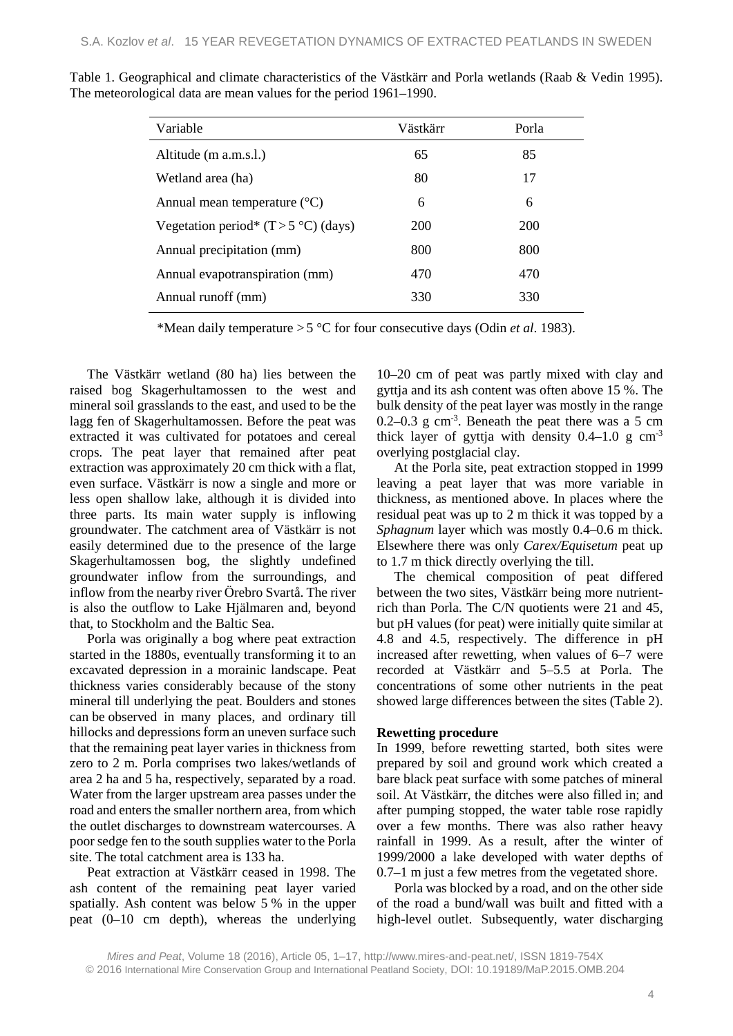Table 1. Geographical and climate characteristics of the Västkärr and Porla wetlands (Raab & Vedin 1995). The meteorological data are mean values for the period 1961–1990.

| Variable | Västkärr | Porla |
|---|---|---|
| Altitude (m a.m.s.l.) | 65 | 85 |
| Wetland area (ha) | 80 | 17 |
| Annual mean temperature (°C) | 6 | 6 |
| Vegetation period* (T > 5 °C) (days) | 200 | 200 |
| Annual precipitation (mm) | 800 | 800 |
| Annual evapotranspiration (mm) | 470 | 470 |
| Annual runoff (mm) | 330 | 330 |

*Mean daily temperature > 5 °C for four consecutive days (Odin *et al*. 1983).

The Västkärr wetland (80 ha) lies between the raised bog Skagerhultamossen to the west and mineral soil grasslands to the east, and used to be the lagg fen of Skagerhultamossen. Before the peat was extracted it was cultivated for potatoes and cereal crops. The peat layer that remained after peat extraction was approximately 20 cm thick with a flat, even surface. Västkärr is now a single and more or less open shallow lake, although it is divided into three parts. Its main water supply is inflowing groundwater. The catchment area of Västkärr is not easily determined due to the presence of the large Skagerhultamossen bog, the slightly undefined groundwater inflow from the surroundings, and inflow from the nearby river Örebro Svartå. The river is also the outflow to Lake Hjälmaren and, beyond that, to Stockholm and the Baltic Sea.

Porla was originally a bog where peat extraction started in the 1880s, eventually transforming it to an excavated depression in a morainic landscape. Peat thickness varies considerably because of the stony mineral till underlying the peat. Boulders and stones can be observed in many places, and ordinary till hillocks and depressions form an uneven surface such that the remaining peat layer varies in thickness from zero to 2 m. Porla comprises two lakes/wetlands of area 2 ha and 5 ha, respectively, separated by a road. Water from the larger upstream area passes under the road and enters the smaller northern area, from which the outlet discharges to downstream watercourses. A poor sedge fen to the south supplies water to the Porla site. The total catchment area is 133 ha.

Peat extraction at Västkärr ceased in 1998. The ash content of the remaining peat layer varied spatially. Ash content was below 5 % in the upper peat (0–10 cm depth), whereas the underlying 10–20 cm of peat was partly mixed with clay and gyttja and its ash content was often above 15 %. The bulk density of the peat layer was mostly in the range 0.2–0.3 g $cm^{-3}$. Beneath the peat there was a 5 cm thick layer of gyttja with density 0.4–1.0 g $cm^{-3}$ overlying postglacial clay.

At the Porla site, peat extraction stopped in 1999 leaving a peat layer that was more variable in thickness, as mentioned above. In places where the residual peat was up to 2 m thick it was topped by a *Sphagnum* layer which was mostly 0.4–0.6 m thick. Elsewhere there was only *Carex/Equisetum* peat up to 1.7 m thick directly overlying the till.

The chemical composition of peat differed between the two sites, Västkärr being more nutrient-rich than Porla. The C/N quotients were 21 and 45, but pH values (for peat) were initially quite similar at 4.8 and 4.5, respectively. The difference in pH increased after rewetting, when values of 6–7 were recorded at Västkärr and 5–5.5 at Porla. The concentrations of some other nutrients in the peat showed large differences between the sites (Table 2).

**Rewetting procedure**

In 1999, before rewetting started, both sites were prepared by soil and ground work which created a bare black peat surface with some patches of mineral soil. At Västkärr, the ditches were also filled in; and after pumping stopped, the water table rose rapidly over a few months. There was also rather heavy rainfall in 1999. As a result, after the winter of 1999/2000 a lake developed with water depths of 0.7–1 m just a few metres from the vegetated shore.

Porla was blocked by a road, and on the other side of the road a bund/wall was built and fitted with a high-level outlet. Subsequently, water discharging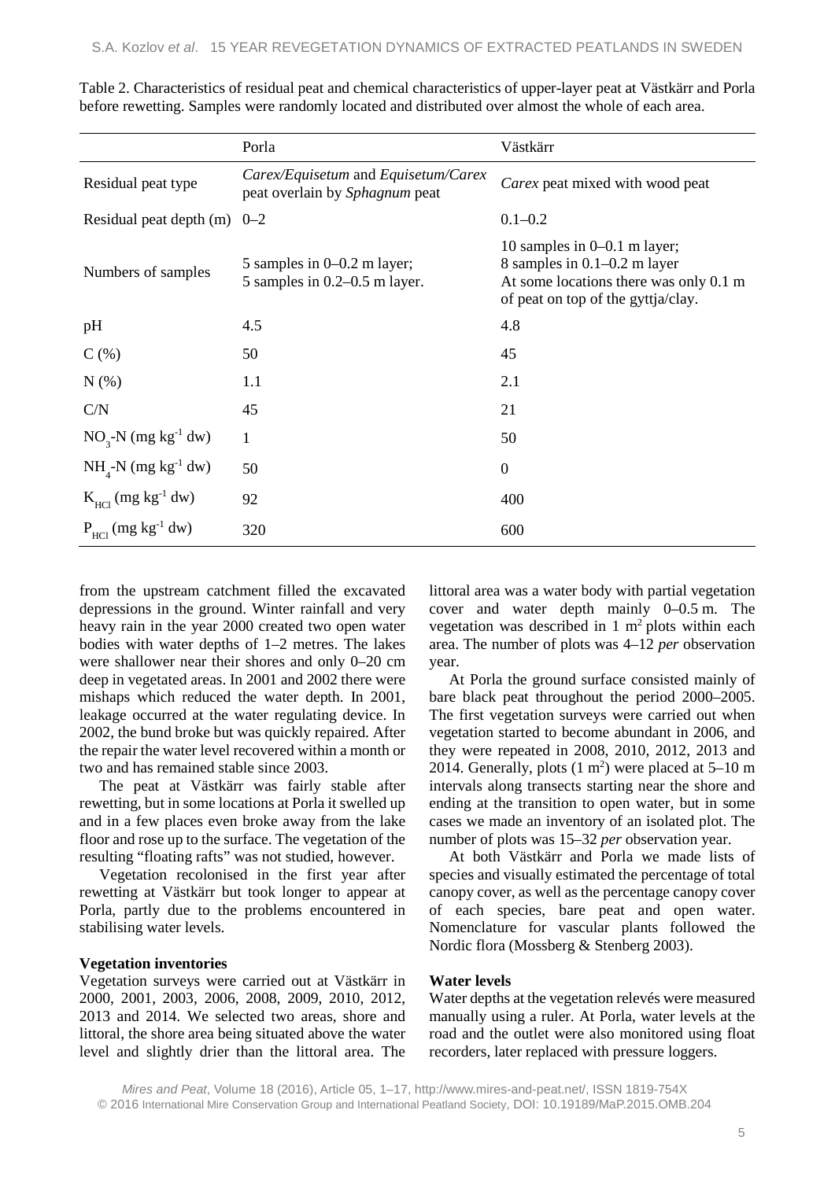Table 2. Characteristics of residual peat and chemical characteristics of upper-layer peat at Västkärr and Porla before rewetting. Samples were randomly located and distributed over almost the whole of each area.

| | Porla | Västkärr |
|---|---|---|
| Residual peat type | *Carex/Equisetum* and *Equisetum/Carex* peat overlain by *Sphagnum* peat | *Carex* peat mixed with wood peat |
| Residual peat depth (m) | 0–2 | 0.1–0.2 |
| Numbers of samples | 5 samples in 0–0.2 m layer; 5 samples in 0.2–0.5 m layer. | 10 samples in 0–0.1 m layer; 8 samples in 0.1–0.2 m layer At some locations there was only 0.1 m of peat on top of the gyttja/clay. |
| pH | 4.5 | 4.8 |
| C (%) | 50 | 45 |
| N (%) | 1.1 | 2.1 |
| C/N | 45 | 21 |
| $NO_3$-N (mg $kg^{-1}$ dw) | 1 | 50 |
| $NH_4$-N (mg $kg^{-1}$ dw) | 50 | 0 |
| $K_{HCl}$ (mg $kg^{-1}$ dw) | 92 | 400 |
| $P_{HCl}$ (mg $kg^{-1}$ dw) | 320 | 600 |

from the upstream catchment filled the excavated depressions in the ground. Winter rainfall and very heavy rain in the year 2000 created two open water bodies with water depths of 1–2 metres. The lakes were shallower near their shores and only 0–20 cm deep in vegetated areas. In 2001 and 2002 there were mishaps which reduced the water depth. In 2001, leakage occurred at the water regulating device. In 2002, the bund broke but was quickly repaired. After the repair the water level recovered within a month or two and has remained stable since 2003.

The peat at Västkärr was fairly stable after rewetting, but in some locations at Porla it swelled up and in a few places even broke away from the lake floor and rose up to the surface. The vegetation of the resulting "floating rafts" was not studied, however.

Vegetation recolonised in the first year after rewetting at Västkärr but took longer to appear at Porla, partly due to the problems encountered in stabilising water levels.

**Vegetation inventories**

Vegetation surveys were carried out at Västkärr in 2000, 2001, 2003, 2006, 2008, 2009, 2010, 2012, 2013 and 2014. We selected two areas, shore and littoral, the shore area being situated above the water level and slightly drier than the littoral area. The littoral area was a water body with partial vegetation cover and water depth mainly 0–0.5 m. The vegetation was described in 1 $m^2$ plots within each area. The number of plots was 4–12 *per* observation year.

At Porla the ground surface consisted mainly of bare black peat throughout the period 2000–2005. The first vegetation surveys were carried out when vegetation started to become abundant in 2006, and they were repeated in 2008, 2010, 2012, 2013 and 2014. Generally, plots (1 $m^2$) were placed at 5–10 m intervals along transects starting near the shore and ending at the transition to open water, but in some cases we made an inventory of an isolated plot. The number of plots was 15–32 *per* observation year.

At both Västkärr and Porla we made lists of species and visually estimated the percentage of total canopy cover, as well as the percentage canopy cover of each species, bare peat and open water. Nomenclature for vascular plants followed the Nordic flora (Mossberg & Stenberg 2003).

**Water levels**

Water depths at the vegetation relevés were measured manually using a ruler. At Porla, water levels at the road and the outlet were also monitored using float recorders, later replaced with pressure loggers.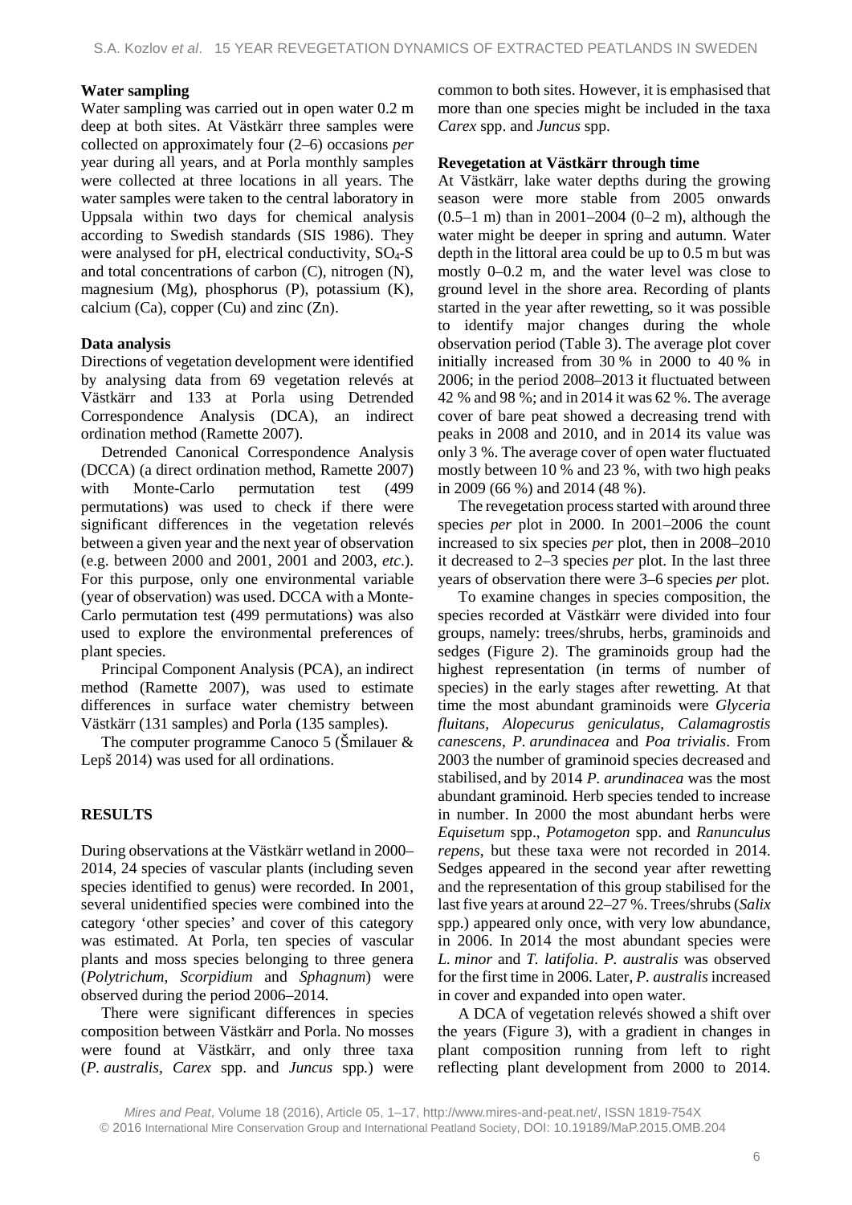### Water sampling

Water sampling was carried out in open water 0.2 m deep at both sites. At Västkärr three samples were collected on approximately four (2–6) occasions *per* year during all years, and at Porla monthly samples were collected at three locations in all years. The water samples were taken to the central laboratory in Uppsala within two days for chemical analysis according to Swedish standards (SIS 1986). They were analysed for pH, electrical conductivity, $SO_4$-S and total concentrations of carbon (C), nitrogen (N), magnesium (Mg), phosphorus (P), potassium (K), calcium (Ca), copper (Cu) and zinc (Zn).

### Data analysis

Directions of vegetation development were identified by analysing data from 69 vegetation relevés at Västkärr and 133 at Porla using Detrended Correspondence Analysis (DCA), an indirect ordination method (Ramette 2007).

Detrended Canonical Correspondence Analysis (DCCA) (a direct ordination method, Ramette 2007) with Monte-Carlo permutation test (499 permutations) was used to check if there were significant differences in the vegetation relevés between a given year and the next year of observation (e.g. between 2000 and 2001, 2001 and 2003, *etc*.). For this purpose, only one environmental variable (year of observation) was used. DCCA with a Monte-Carlo permutation test (499 permutations) was also used to explore the environmental preferences of plant species.

Principal Component Analysis (PCA), an indirect method (Ramette 2007), was used to estimate differences in surface water chemistry between Västkärr (131 samples) and Porla (135 samples).

The computer programme Canoco 5 (Šmilauer & Lepš 2014) was used for all ordinations.

## RESULTS

During observations at the Västkärr wetland in 2000–2014, 24 species of vascular plants (including seven species identified to genus) were recorded. In 2001, several unidentified species were combined into the category 'other species' and cover of this category was estimated. At Porla, ten species of vascular plants and moss species belonging to three genera (*Polytrichum*, *Scorpidium* and *Sphagnum*) were observed during the period 2006–2014.

There were significant differences in species composition between Västkärr and Porla. No mosses were found at Västkärr, and only three taxa (*P. australis*, *Carex* spp. and *Juncus* spp.) were common to both sites. However, it is emphasised that more than one species might be included in the taxa *Carex* spp. and *Juncus* spp.

### Revegetation at Västkärr through time

At Västkärr, lake water depths during the growing season were more stable from 2005 onwards (0.5–1 m) than in 2001–2004 (0–2 m), although the water might be deeper in spring and autumn. Water depth in the littoral area could be up to 0.5 m but was mostly 0–0.2 m, and the water level was close to ground level in the shore area. Recording of plants started in the year after rewetting, so it was possible to identify major changes during the whole observation period (Table 3). The average plot cover initially increased from 30 % in 2000 to 40 % in 2006; in the period 2008–2013 it fluctuated between 42 % and 98 %; and in 2014 it was 62 %. The average cover of bare peat showed a decreasing trend with peaks in 2008 and 2010, and in 2014 its value was only 3 %. The average cover of open water fluctuated mostly between 10 % and 23 %, with two high peaks in 2009 (66 %) and 2014 (48 %).

The revegetation process started with around three species *per* plot in 2000. In 2001–2006 the count increased to six species *per* plot, then in 2008–2010 it decreased to 2–3 species *per* plot. In the last three years of observation there were 3–6 species *per* plot.

To examine changes in species composition, the species recorded at Västkärr were divided into four groups, namely: trees/shrubs, herbs, graminoids and sedges (Figure 2). The graminoids group had the highest representation (in terms of number of species) in the early stages after rewetting. At that time the most abundant graminoids were *Glyceria fluitans*, *Alopecurus geniculatus*, *Calamagrostis canescens*, *P. arundinacea* and *Poa trivialis*. From 2003 the number of graminoid species decreased and stabilised, and by 2014 *P. arundinacea* was the most abundant graminoid. Herb species tended to increase in number. In 2000 the most abundant herbs were *Equisetum* spp., *Potamogeton* spp. and *Ranunculus repens*, but these taxa were not recorded in 2014. Sedges appeared in the second year after rewetting and the representation of this group stabilised for the last five years at around 22–27 %. Trees/shrubs (*Salix* spp.) appeared only once, with very low abundance, in 2006. In 2014 the most abundant species were *L. minor* and *T. latifolia*. *P. australis* was observed for the first time in 2006. Later, *P. australis* increased in cover and expanded into open water.

A DCA of vegetation relevés showed a shift over the years (Figure 3), with a gradient in changes in plant composition running from left to right reflecting plant development from 2000 to 2014.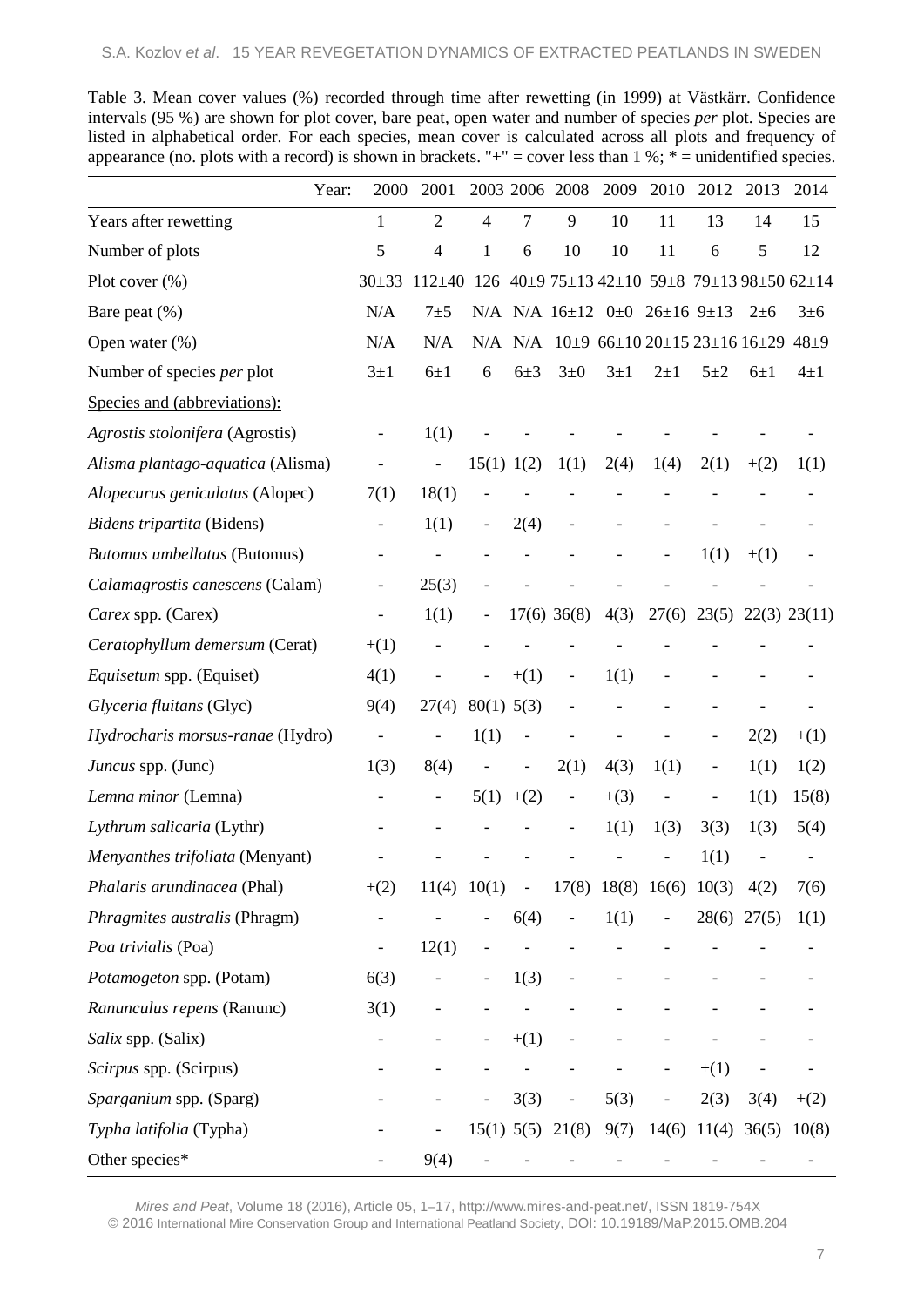Table 3. Mean cover values (%) recorded through time after rewetting (in 1999) at Västkärr. Confidence intervals (95 %) are shown for plot cover, bare peat, open water and number of species *per* plot. Species are listed in alphabetical order. For each species, mean cover is calculated across all plots and frequency of appearance (no. plots with a record) is shown in brackets. "+" = cover less than 1 %; * = unidentified species.

| Year: | 2000 | 2001 | 2003 | 2006 | 2008 | 2009 | 2010 | 2012 | 2013 | 2014 |
|---|---|---|---|---|---|---|---|---|---|---|
| Years after rewetting | 1 | 2 | 4 | 7 | 9 | 10 | 11 | 13 | 14 | 15 |
| Number of plots | 5 | 4 | 1 | 6 | 10 | 10 | 11 | 6 | 5 | 12 |
| Plot cover (%) | 30±33 | 112±40 | 126 | 40±9 | 75±13 | 42±10 | 59±8 | 79±13 | 98±50 | 62±14 |
| Bare peat (%) | N/A | 7±5 | N/A | N/A | 16±12 | 0±0 | 26±16 | 9±13 | 2±6 | 3±6 |
| Open water (%) | N/A | N/A | N/A | N/A | 10±9 | 66±10 | 20±15 | 23±16 | 16±29 | 48±9 |
| Number of species *per* plot | 3±1 | 6±1 | 6 | 6±3 | 3±0 | 3±1 | 2±1 | 5±2 | 6±1 | 4±1 |
| Species and (abbreviations): | | | | | | | | | | |
| *Agrostis stolonifera* (Agrostis) | - | 1(1) | - | - | - | - | - | - | - | - |
| *Alisma plantago-aquatica* (Alisma) | - | - | 15(1) | 1(2) | 1(1) | 2(4) | 1(4) | 2(1) | +(2) | 1(1) |
| *Alopecurus geniculatus* (Alopec) | 7(1) | 18(1) | - | - | - | - | - | - | - | - |
| *Bidens tripartita* (Bidens) | - | 1(1) | - | 2(4) | - | - | - | - | - | - |
| *Butomus umbellatus* (Butomus) | - | - | - | - | - | - | - | 1(1) | +(1) | - |
| *Calamagrostis canescens* (Calam) | - | 25(3) | - | - | - | - | - | - | - | - |
| *Carex* spp. (Carex) | - | 1(1) | - | 17(6) | 36(8) | 4(3) | 27(6) | 23(5) | 22(3) | 23(11) |
| *Ceratophyllum demersum* (Cerat) | +(1) | - | - | - | - | - | - | - | - | - |
| *Equisetum* spp. (Equiset) | 4(1) | - | - | +(1) | - | 1(1) | - | - | - | - |
| *Glyceria fluitans* (Glyc) | 9(4) | 27(4) | 80(1) | 5(3) | - | - | - | - | - | - |
| *Hydrocharis morsus-ranae* (Hydro) | - | - | 1(1) | - | - | - | - | - | 2(2) | +(1) |
| *Juncus* spp. (Junc) | 1(3) | 8(4) | - | - | 2(1) | 4(3) | 1(1) | - | 1(1) | 1(2) |
| *Lemna minor* (Lemna) | - | - | 5(1) | +(2) | - | +(3) | - | - | 1(1) | 15(8) |
| *Lythrum salicaria* (Lythr) | - | - | - | - | - | 1(1) | 1(3) | 3(3) | 1(3) | 5(4) |
| *Menyanthes trifoliata* (Menyant) | - | - | - | - | - | - | - | 1(1) | - | - |
| *Phalaris arundinacea* (Phal) | +(2) | 11(4) | 10(1) | - | 17(8) | 18(8) | 16(6) | 10(3) | 4(2) | 7(6) |
| *Phragmites australis* (Phragm) | - | - | - | 6(4) | - | 1(1) | - | 28(6) | 27(5) | 1(1) |
| *Poa trivialis* (Poa) | - | 12(1) | - | - | - | - | - | - | - | - |
| *Potamogeton* spp. (Potam) | 6(3) | - | - | 1(3) | - | - | - | - | - | - |
| *Ranunculus repens* (Ranunc) | 3(1) | - | - | - | - | - | - | - | - | - |
| *Salix* spp. (Salix) | - | - | - | +(1) | - | - | - | - | - | - |
| *Scirpus* spp. (Scirpus) | - | - | - | - | - | - | - | +(1) | - | - |
| *Sparganium* spp. (Sparg) | - | - | - | 3(3) | - | 5(3) | - | 2(3) | 3(4) | +(2) |
| *Typha latifolia* (Typha) | - | - | 15(1) | 5(5) | 21(8) | 9(7) | 14(6) | 11(4) | 36(5) | 10(8) |
| Other species* | - | 9(4) | - | - | - | - | - | - | - | - |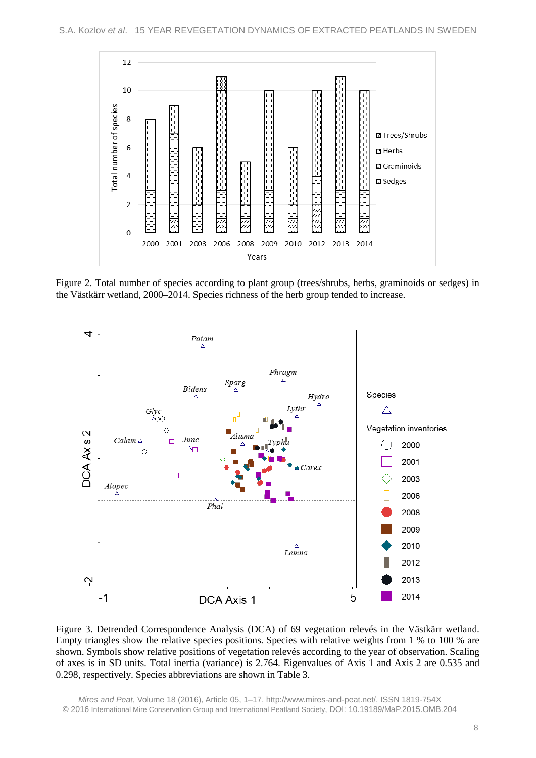Figure 2. Total number of species according to plant group (trees/shrubs, herbs, graminoids or sedges) in the Västkärr wetland, 2000–2014. Species richness of the herb group tended to increase.

Figure 3. Detrended Correspondence Analysis (DCA) of 69 vegetation relevés in the Västkärr wetland. Empty triangles show the relative species positions. Species with relative weights from 1 % to 100 % are shown. Symbols show relative positions of vegetation relevés according to the year of observation. Scaling of axes is in SD units. Total inertia (variance) is 2.764. Eigenvalues of Axis 1 and Axis 2 are 0.535 and 0.298, respectively. Species abbreviations are shown in Table 3.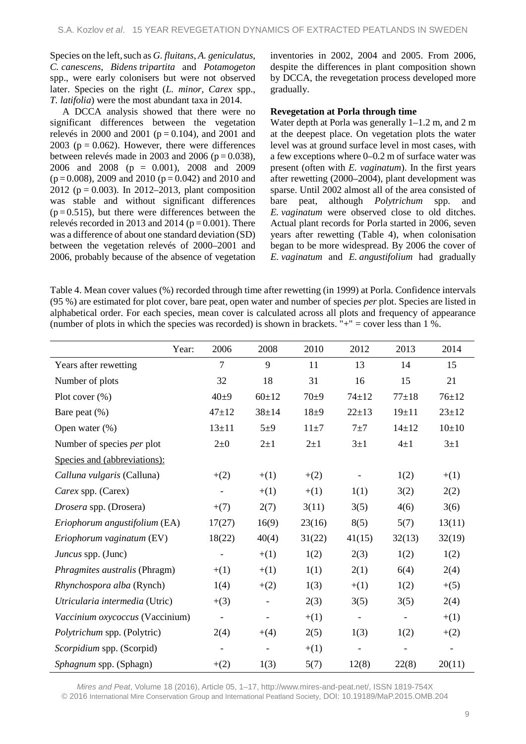Species on the left, such as *G. fluitans*, *A. geniculatus*, *C. canescens*, *Bidens tripartita* and *Potamogeton* spp., were early colonisers but were not observed later. Species on the right (*L. minor*, *Carex* spp., *T. latifolia*) were the most abundant taxa in 2014.

A DCCA analysis showed that there were no significant differences between the vegetation relevés in 2000 and 2001 ($p = 0.104$), and 2001 and 2003 ($p = 0.062$). However, there were differences between relevés made in 2003 and 2006 ($p = 0.038$), 2006 and 2008 ($p = 0.001$), 2008 and 2009 ($p = 0.008$), 2009 and 2010 ($p = 0.042$) and 2010 and 2012 ($p = 0.003$). In 2012–2013, plant composition was stable and without significant differences ($p = 0.515$), but there were differences between the relevés recorded in 2013 and 2014 ($p = 0.001$). There was a difference of about one standard deviation (SD) between the vegetation relevés of 2000–2001 and 2006, probably because of the absence of vegetation inventories in 2002, 2004 and 2005. From 2006, despite the differences in plant composition shown by DCCA, the revegetation process developed more gradually.

### Revegetation at Porla through time

Water depth at Porla was generally 1–1.2 m, and 2 m at the deepest place. On vegetation plots the water level was at ground surface level in most cases, with a few exceptions where 0–0.2 m of surface water was present (often with *E. vaginatum*). In the first years after rewetting (2000–2004), plant development was sparse. Until 2002 almost all of the area consisted of bare peat, although *Polytrichum* spp. and *E. vaginatum* were observed close to old ditches. Actual plant records for Porla started in 2006, seven years after rewetting (Table 4), when colonisation began to be more widespread. By 2006 the cover of *E. vaginatum* and *E. angustifolium* had gradually

Table 4. Mean cover values (%) recorded through time after rewetting (in 1999) at Porla. Confidence intervals (95 %) are estimated for plot cover, bare peat, open water and number of species *per* plot. Species are listed in alphabetical order. For each species, mean cover is calculated across all plots and frequency of appearance (number of plots in which the species was recorded) is shown in brackets. "+" = cover less than 1 %.

| Year: | 2006 | 2008 | 2010 | 2012 | 2013 | 2014 |
|---|---|---|---|---|---|---|
| Years after rewetting | 7 | 9 | 11 | 13 | 14 | 15 |
| Number of plots | 32 | 18 | 31 | 16 | 15 | 21 |
| Plot cover (%) | 40±9 | 60±12 | 70±9 | 74±12 | 77±18 | 76±12 |
| Bare peat (%) | 47±12 | 38±14 | 18±9 | 22±13 | 19±11 | 23±12 |
| Open water (%) | 13±11 | 5±9 | 11±7 | 7±7 | 14±12 | 10±10 |
| Number of species *per* plot | 2±0 | 2±1 | 2±1 | 3±1 | 4±1 | 3±1 |
| Species and (abbreviations): | | | | | | |
| *Calluna vulgaris* (Calluna) | +(2) | +(1) | +(2) | - | 1(2) | +(1) |
| *Carex* spp. (Carex) | - | +(1) | +(1) | 1(1) | 3(2) | 2(2) |
| *Drosera* spp. (Drosera) | +(7) | 2(7) | 3(11) | 3(5) | 4(6) | 3(6) |
| *Eriophorum angustifolium* (EA) | 17(27) | 16(9) | 23(16) | 8(5) | 5(7) | 13(11) |
| *Eriophorum vaginatum* (EV) | 18(22) | 40(4) | 31(22) | 41(15) | 32(13) | 32(19) |
| *Juncus* spp. (Junc) | - | +(1) | 1(2) | 2(3) | 1(2) | 1(2) |
| *Phragmites australis* (Phragm) | +(1) | +(1) | 1(1) | 2(1) | 6(4) | 2(4) |
| *Rhynchospora alba* (Rynch) | 1(4) | +(2) | 1(3) | +(1) | 1(2) | +(5) |
| *Utricularia intermedia* (Utric) | +(3) | - | 2(3) | 3(5) | 3(5) | 2(4) |
| *Vaccinium oxycoccus* (Vaccinium) | - | - | +(1) | - | - | +(1) |
| *Polytrichum* spp. (Polytric) | 2(4) | +(4) | 2(5) | 1(3) | 1(2) | +(2) |
| *Scorpidium* spp. (Scorpid) | - | - | +(1) | - | - | - |
| *Sphagnum* spp. (Sphagn) | +(2) | 1(3) | 5(7) | 12(8) | 22(8) | 20(11) |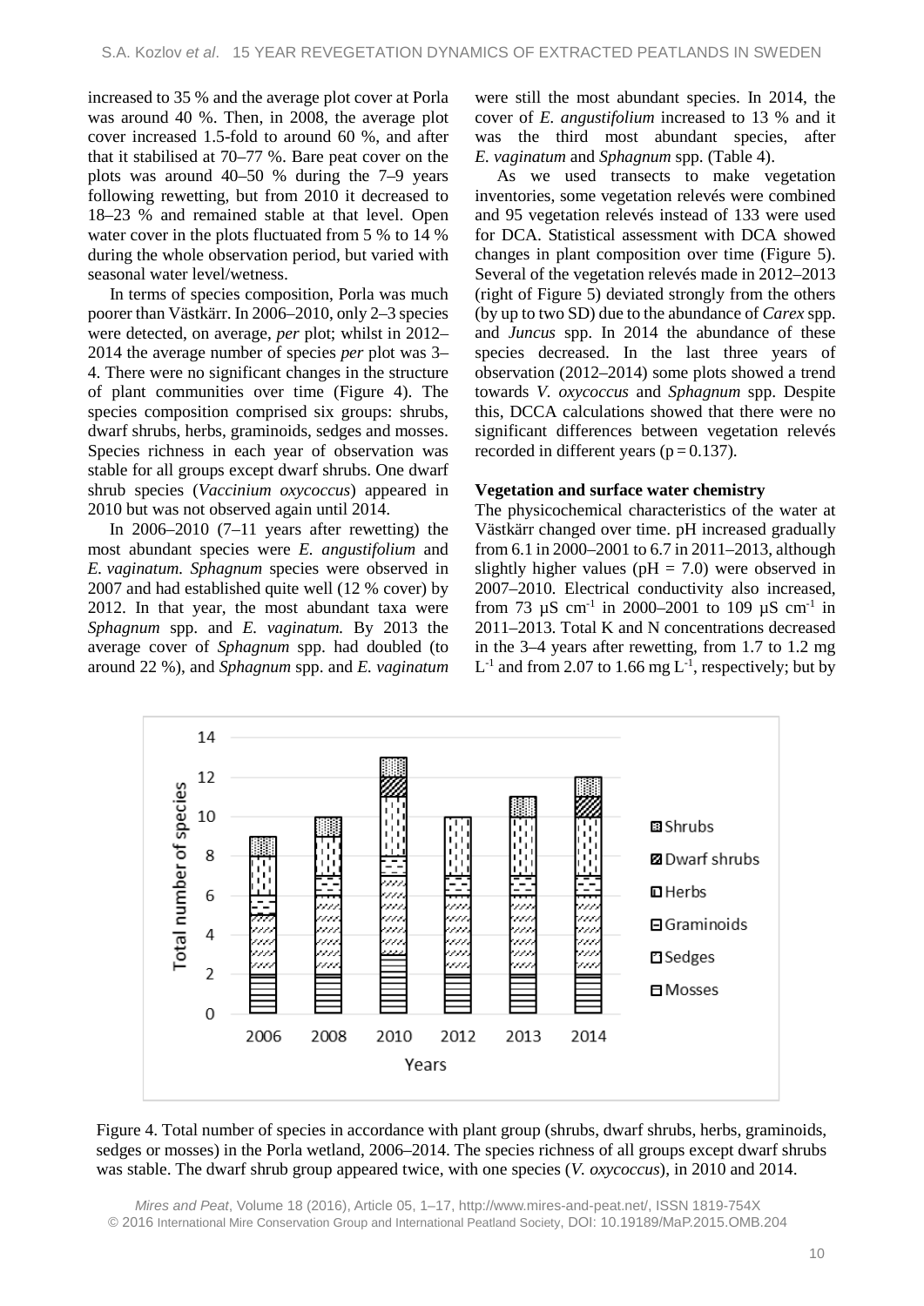increased to 35 % and the average plot cover at Porla was around 40 %. Then, in 2008, the average plot cover increased 1.5-fold to around 60 %, and after that it stabilised at 70–77 %. Bare peat cover on the plots was around 40–50 % during the 7–9 years following rewetting, but from 2010 it decreased to 18–23 % and remained stable at that level. Open water cover in the plots fluctuated from 5 % to 14 % during the whole observation period, but varied with seasonal water level/wetness.

In terms of species composition, Porla was much poorer than Västkärr. In 2006–2010, only 2–3 species were detected, on average, *per* plot; whilst in 2012–2014 the average number of species *per* plot was 3–4. There were no significant changes in the structure of plant communities over time (Figure 4). The species composition comprised six groups: shrubs, dwarf shrubs, herbs, graminoids, sedges and mosses. Species richness in each year of observation was stable for all groups except dwarf shrubs. One dwarf shrub species (*Vaccinium oxycoccus*) appeared in 2010 but was not observed again until 2014.

In 2006–2010 (7–11 years after rewetting) the most abundant species were *E. angustifolium* and *E. vaginatum*. *Sphagnum* species were observed in 2007 and had established quite well (12 % cover) by 2012. In that year, the most abundant taxa were *Sphagnum* spp. and *E. vaginatum.* By 2013 the average cover of *Sphagnum* spp. had doubled (to around 22 %), and *Sphagnum* spp. and *E. vaginatum* were still the most abundant species. In 2014, the cover of *E. angustifolium* increased to 13 % and it was the third most abundant species, after *E. vaginatum* and *Sphagnum* spp. (Table 4).

As we used transects to make vegetation inventories, some vegetation relevés were combined and 95 vegetation relevés instead of 133 were used for DCA. Statistical assessment with DCA showed changes in plant composition over time (Figure 5). Several of the vegetation relevés made in 2012–2013 (right of Figure 5) deviated strongly from the others (by up to two SD) due to the abundance of *Carex* spp. and *Juncus* spp. In 2014 the abundance of these species decreased. In the last three years of observation (2012–2014) some plots showed a trend towards *V. oxycoccus* and *Sphagnum* spp. Despite this, DCCA calculations showed that there were no significant differences between vegetation relevés recorded in different years ($p = 0.137$).

**Vegetation and surface water chemistry**

The physicochemical characteristics of the water at Västkärr changed over time. pH increased gradually from 6.1 in 2000–2001 to 6.7 in 2011–2013, although slightly higher values (pH = 7.0) were observed in 2007–2010. Electrical conductivity also increased, from 73 µS $cm^{-1}$ in 2000–2001 to 109 µS $cm^{-1}$ in 2011–2013. Total K and N concentrations decreased in the 3–4 years after rewetting, from 1.7 to 1.2 mg $L^{-1}$ and from 2.07 to 1.66 mg $L^{-1}$, respectively; but by

Figure 4. Total number of species in accordance with plant group (shrubs, dwarf shrubs, herbs, graminoids, sedges or mosses) in the Porla wetland, 2006–2014. The species richness of all groups except dwarf shrubs was stable. The dwarf shrub group appeared twice, with one species (*V. oxycoccus*), in 2010 and 2014.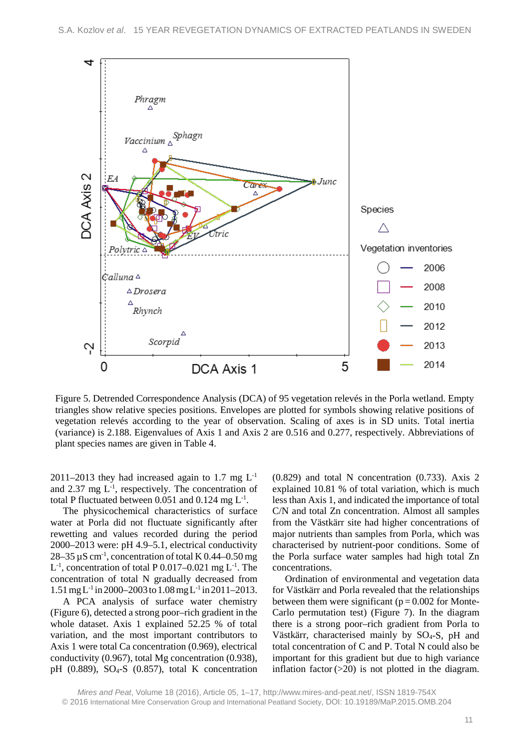Figure 5. Detrended Correspondence Analysis (DCA) of 95 vegetation relevés in the Porla wetland. Empty triangles show relative species positions. Envelopes are plotted for symbols showing relative positions of vegetation relevés according to the year of observation. Scaling of axes is in SD units. Total inertia (variance) is 2.188. Eigenvalues of Axis 1 and Axis 2 are 0.516 and 0.277, respectively. Abbreviations of plant species names are given in Table 4.

2011–2013 they had increased again to 1.7 mg $L^{-1}$ and 2.37 mg $L^{-1}$, respectively. The concentration of total P fluctuated between 0.051 and 0.124 mg $L^{-1}$.

The physicochemical characteristics of surface water at Porla did not fluctuate significantly after rewetting and values recorded during the period 2000–2013 were: pH 4.9–5.1, electrical conductivity 28–35 µS $cm^{-1}$, concentration of total K 0.44–0.50 mg $L^{-1}$, concentration of total P 0.017–0.021 mg $L^{-1}$. The concentration of total N gradually decreased from 1.51 mg $L^{-1}$ in 2000–2003 to 1.08 mg $L^{-1}$ in 2011–2013.

A PCA analysis of surface water chemistry (Figure 6), detected a strong poor–rich gradient in the whole dataset. Axis 1 explained 52.25 % of total variation, and the most important contributors to Axis 1 were total Ca concentration (0.969), electrical conductivity (0.967), total Mg concentration (0.938), pH (0.889), $SO_4$-S (0.857), total K concentration (0.829) and total N concentration (0.733). Axis 2 explained 10.81 % of total variation, which is much less than Axis 1, and indicated the importance of total C/N and total Zn concentration. Almost all samples from the Västkärr site had higher concentrations of major nutrients than samples from Porla, which was characterised by nutrient-poor conditions. Some of the Porla surface water samples had high total Zn concentrations.

Ordination of environmental and vegetation data for Västkärr and Porla revealed that the relationships between them were significant ($p = 0.002$ for Monte-Carlo permutation test) (Figure 7). In the diagram there is a strong poor–rich gradient from Porla to Västkärr, characterised mainly by $SO_4$-S, pH and total concentration of C and P. Total N could also be important for this gradient but due to high variance inflation factor (>20) is not plotted in the diagram.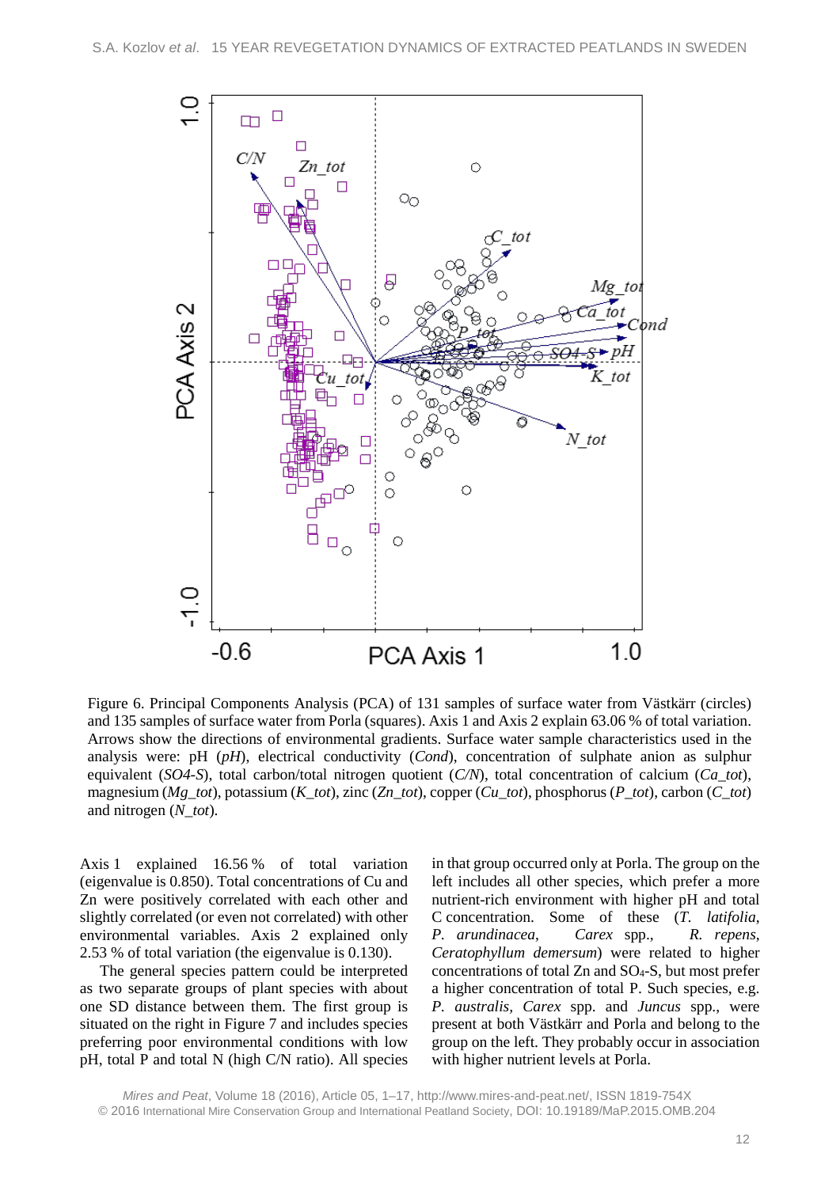Figure 6. Principal Components Analysis (PCA) of 131 samples of surface water from Västkärr (circles) and 135 samples of surface water from Porla (squares). Axis 1 and Axis 2 explain 63.06 % of total variation. Arrows show the directions of environmental gradients. Surface water sample characteristics used in the analysis were: pH (*pH*), electrical conductivity (*Cond*), concentration of sulphate anion as sulphur equivalent (*SO4-S*), total carbon/total nitrogen quotient (*C/N*), total concentration of calcium (*Ca_tot*), magnesium (*Mg_tot*), potassium (*K_tot*), zinc (*Zn_tot*), copper (*Cu_tot*), phosphorus (*P_tot*), carbon (*C_tot*) and nitrogen (*N_tot*).

Axis 1 explained 16.56 % of total variation (eigenvalue is 0.850). Total concentrations of Cu and Zn were positively correlated with each other and slightly correlated (or even not correlated) with other environmental variables. Axis 2 explained only 2.53 % of total variation (the eigenvalue is 0.130).

The general species pattern could be interpreted as two separate groups of plant species with about one SD distance between them. The first group is situated on the right in Figure 7 and includes species preferring poor environmental conditions with low pH, total P and total N (high C/N ratio). All species in that group occurred only at Porla. The group on the left includes all other species, which prefer a more nutrient-rich environment with higher pH and total C concentration. Some of these (*T. latifolia*, *P. arundinacea*, *Carex* spp., *R. repens*, *Ceratophyllum demersum*) were related to higher concentrations of total Zn and $SO_4$-S, but most prefer a higher concentration of total P. Such species, e.g. *P. australis*, *Carex* spp. and *Juncus* spp., were present at both Västkärr and Porla and belong to the group on the left. They probably occur in association with higher nutrient levels at Porla.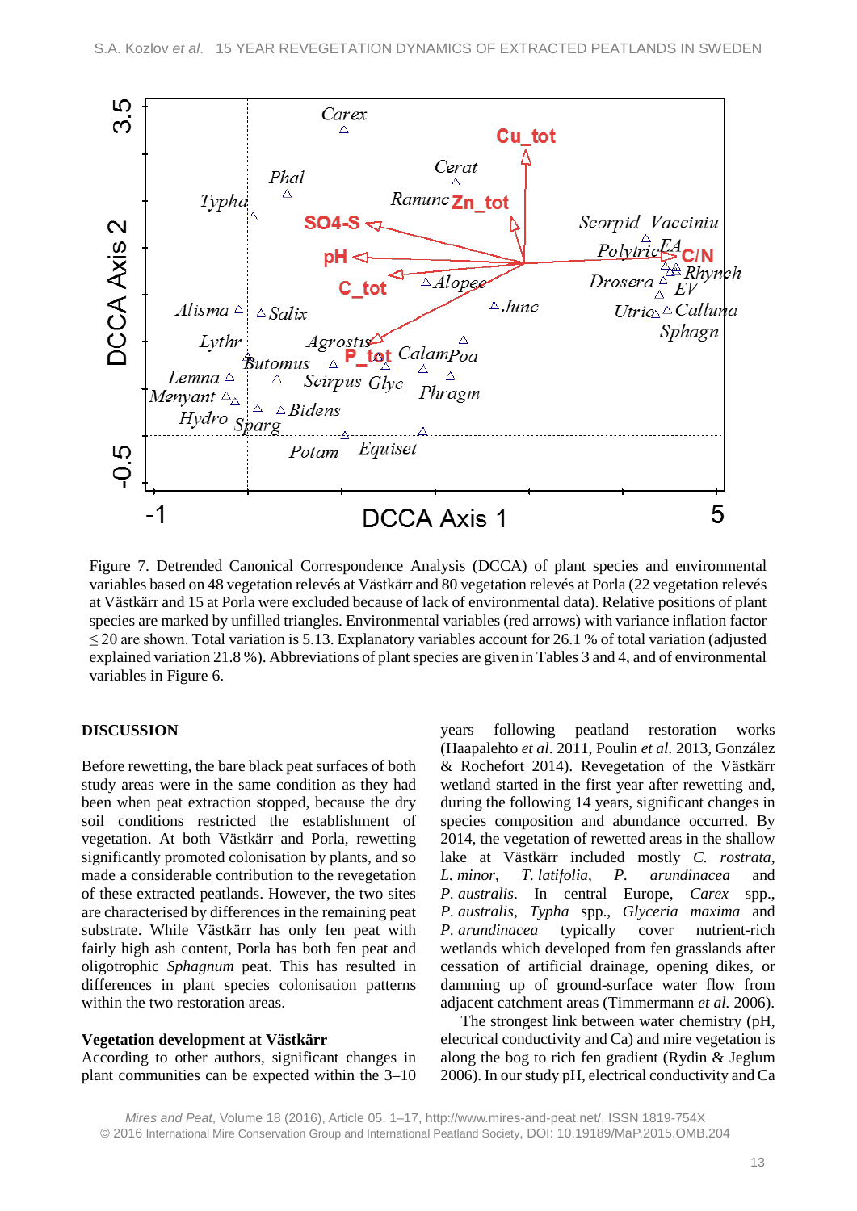Figure 7. Detrended Canonical Correspondence Analysis (DCCA) of plant species and environmental variables based on 48 vegetation relevés at Västkärr and 80 vegetation relevés at Porla (22 vegetation relevés at Västkärr and 15 at Porla were excluded because of lack of environmental data). Relative positions of plant species are marked by unfilled triangles. Environmental variables (red arrows) with variance inflation factor ≤ 20 are shown. Total variation is 5.13. Explanatory variables account for 26.1 % of total variation (adjusted explained variation 21.8 %). Abbreviations of plant species are given in Tables 3 and 4, and of environmental variables in Figure 6.

## DISCUSSION

Before rewetting, the bare black peat surfaces of both study areas were in the same condition as they had been when peat extraction stopped, because the dry soil conditions restricted the establishment of vegetation. At both Västkärr and Porla, rewetting significantly promoted colonisation by plants, and so made a considerable contribution to the revegetation of these extracted peatlands. However, the two sites are characterised by differences in the remaining peat substrate. While Västkärr has only fen peat with fairly high ash content, Porla has both fen peat and oligotrophic *Sphagnum* peat. This has resulted in differences in plant species colonisation patterns within the two restoration areas.

### Vegetation development at Västkärr

According to other authors, significant changes in plant communities can be expected within the 3–10 years following peatland restoration works (Haapalehto *et al*. 2011, Poulin *et al*. 2013, González & Rochefort 2014). Revegetation of the Västkärr wetland started in the first year after rewetting and, during the following 14 years, significant changes in species composition and abundance occurred. By 2014, the vegetation of rewetted areas in the shallow lake at Västkärr included mostly *C. rostrata*, *L. minor*, *T. latifolia*, *P. arundinacea* and *P. australis*. In central Europe, *Carex* spp., *P. australis*, *Typha* spp., *Glyceria maxima* and *P. arundinacea* typically cover nutrient-rich wetlands which developed from fen grasslands after cessation of artificial drainage, opening dikes, or damming up of ground-surface water flow from adjacent catchment areas (Timmermann *et al.* 2006).

The strongest link between water chemistry (pH, electrical conductivity and Ca) and mire vegetation is along the bog to rich fen gradient (Rydin & Jeglum 2006). In our study pH, electrical conductivity and Ca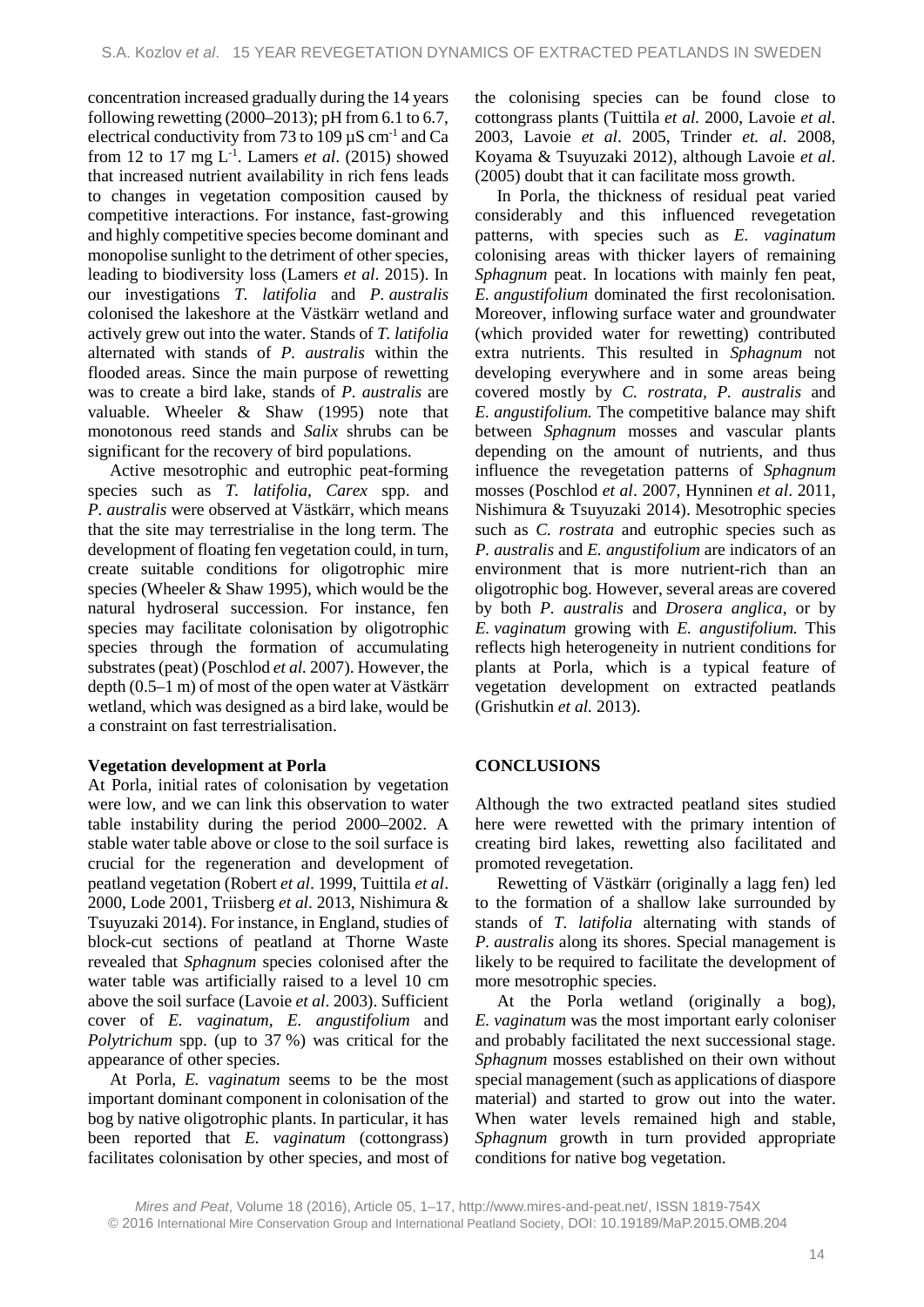concentration increased gradually during the 14 years following rewetting (2000–2013); pH from 6.1 to 6.7, electrical conductivity from 73 to 109 µS $cm^{-1}$ and Ca from 12 to 17 mg $L^{-1}$. Lamers *et al*. (2015) showed that increased nutrient availability in rich fens leads to changes in vegetation composition caused by competitive interactions. For instance, fast-growing and highly competitive species become dominant and monopolise sunlight to the detriment of other species, leading to biodiversity loss (Lamers *et al*. 2015). In our investigations *T. latifolia* and *P. australis* colonised the lakeshore at the Västkärr wetland and actively grew out into the water. Stands of *T. latifolia* alternated with stands of *P. australis* within the flooded areas. Since the main purpose of rewetting was to create a bird lake, stands of *P. australis* are valuable. Wheeler & Shaw (1995) note that monotonous reed stands and *Salix* shrubs can be significant for the recovery of bird populations.

Active mesotrophic and eutrophic peat-forming species such as *T. latifolia*, *Carex* spp. and *P. australis* were observed at Västkärr, which means that the site may terrestrialise in the long term. The development of floating fen vegetation could, in turn, create suitable conditions for oligotrophic mire species (Wheeler & Shaw 1995), which would be the natural hydroseral succession. For instance, fen species may facilitate colonisation by oligotrophic species through the formation of accumulating substrates (peat) (Poschlod *et al.* 2007). However, the depth (0.5–1 m) of most of the open water at Västkärr wetland, which was designed as a bird lake, would be a constraint on fast terrestrialisation.

**Vegetation development at Porla**

At Porla, initial rates of colonisation by vegetation were low, and we can link this observation to water table instability during the period 2000–2002. A stable water table above or close to the soil surface is crucial for the regeneration and development of peatland vegetation (Robert *et al*. 1999, Tuittila *et al*. 2000, Lode 2001, Triisberg *et al*. 2013, Nishimura & Tsuyuzaki 2014). For instance, in England, studies of block-cut sections of peatland at Thorne Waste revealed that *Sphagnum* species colonised after the water table was artificially raised to a level 10 cm above the soil surface (Lavoie *et al*. 2003). Sufficient cover of *E. vaginatum*, *E. angustifolium* and *Polytrichum* spp. (up to 37 %) was critical for the appearance of other species.

At Porla, *E. vaginatum* seems to be the most important dominant component in colonisation of the bog by native oligotrophic plants. In particular, it has been reported that *E. vaginatum* (cottongrass) facilitates colonisation by other species, and most of the colonising species can be found close to cottongrass plants (Tuittila *et al.* 2000, Lavoie *et al*. 2003, Lavoie *et al*. 2005, Trinder *et. al*. 2008, Koyama & Tsuyuzaki 2012), although Lavoie *et al*. (2005) doubt that it can facilitate moss growth.

In Porla, the thickness of residual peat varied considerably and this influenced revegetation patterns, with species such as *E. vaginatum* colonising areas with thicker layers of remaining *Sphagnum* peat. In locations with mainly fen peat, *E. angustifolium* dominated the first recolonisation. Moreover, inflowing surface water and groundwater (which provided water for rewetting) contributed extra nutrients. This resulted in *Sphagnum* not developing everywhere and in some areas being covered mostly by *C. rostrata, P. australis* and *E. angustifolium.* The competitive balance may shift between *Sphagnum* mosses and vascular plants depending on the amount of nutrients, and thus influence the revegetation patterns of *Sphagnum* mosses (Poschlod *et al*. 2007, Hynninen *et al*. 2011, Nishimura & Tsuyuzaki 2014). Mesotrophic species such as *C. rostrata* and eutrophic species such as *P. australis* and *E. angustifolium* are indicators of an environment that is more nutrient-rich than an oligotrophic bog. However, several areas are covered by both *P. australis* and *Drosera anglica*, or by *E. vaginatum* growing with *E. angustifolium.* This reflects high heterogeneity in nutrient conditions for plants at Porla, which is a typical feature of vegetation development on extracted peatlands (Grishutkin *et al.* 2013).

## CONCLUSIONS

Although the two extracted peatland sites studied here were rewetted with the primary intention of creating bird lakes, rewetting also facilitated and promoted revegetation.

Rewetting of Västkärr (originally a lagg fen) led to the formation of a shallow lake surrounded by stands of *T. latifolia* alternating with stands of *P. australis* along its shores. Special management is likely to be required to facilitate the development of more mesotrophic species.

At the Porla wetland (originally a bog), *E. vaginatum* was the most important early coloniser and probably facilitated the next successional stage. *Sphagnum* mosses established on their own without special management (such as applications of diaspore material) and started to grow out into the water. When water levels remained high and stable, *Sphagnum* growth in turn provided appropriate conditions for native bog vegetation.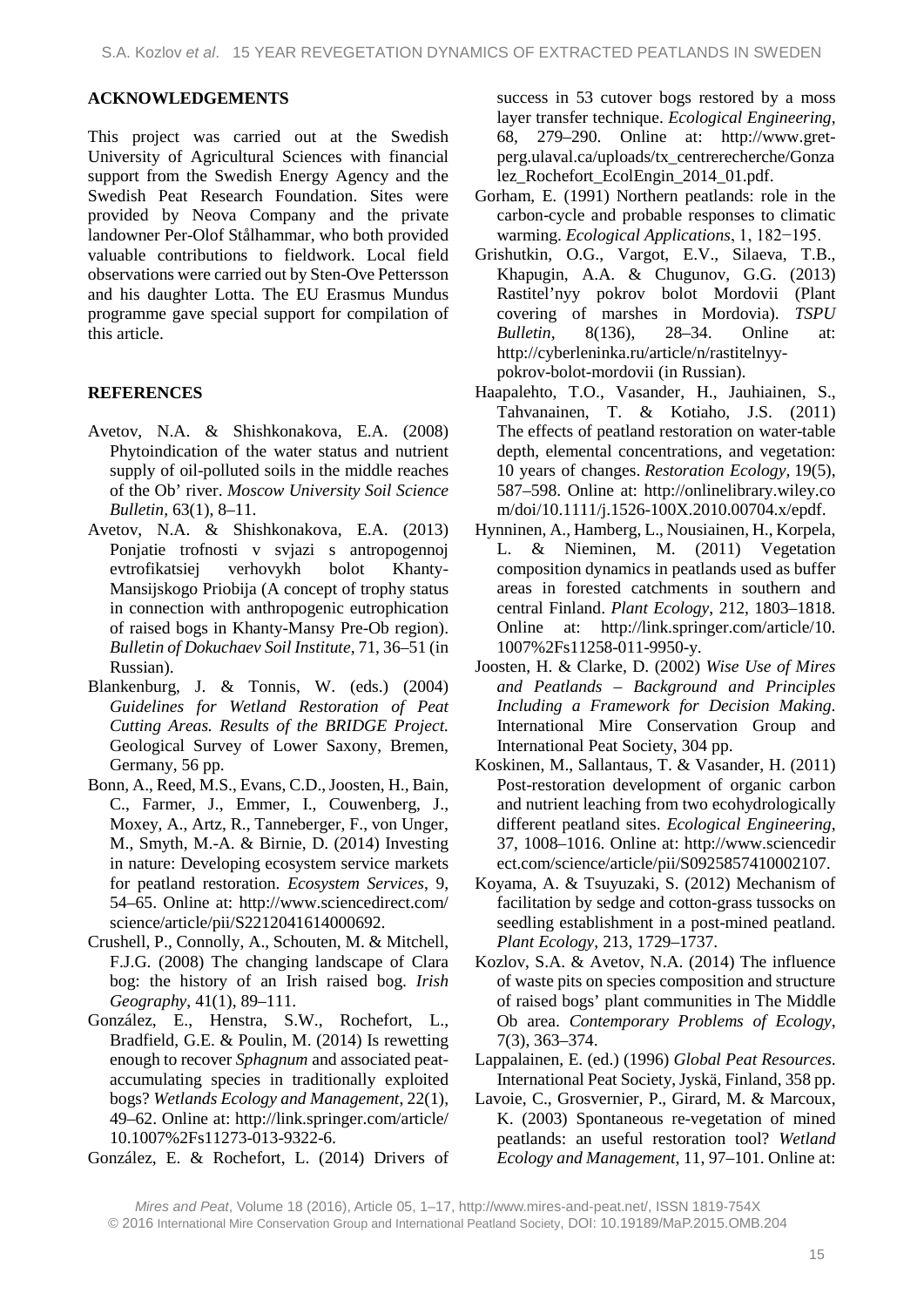## ACKNOWLEDGEMENTS

This project was carried out at the Swedish University of Agricultural Sciences with financial support from the Swedish Energy Agency and the Swedish Peat Research Foundation. Sites were provided by Neova Company and the private landowner Per-Olof Stålhammar, who both provided valuable contributions to fieldwork. Local field observations were carried out by Sten-Ove Pettersson and his daughter Lotta. The EU Erasmus Mundus programme gave special support for compilation of this article.

## REFERENCES

Avetov, N.A. & Shishkonakova, E.A. (2008) Phytoindication of the water status and nutrient supply of oil-polluted soils in the middle reaches of the Ob' river. *Moscow University Soil Science Bulletin*, 63(1), 8–11.

Avetov, N.A. & Shishkonakova, E.A. (2013) Ponjatie trofnosti v svjazi s antropogennoj evtrofikatsiej verhovykh bolot Khanty-Mansijskogo Priobija (A concept of trophy status in connection with anthropogenic eutrophication of raised bogs in Khanty-Mansy Pre-Ob region). *Bulletin of Dokuchaev Soil Institute*, 71, 36–51 (in Russian).

Blankenburg, J. & Tonnis, W. (eds.) (2004) *Guidelines for Wetland Restoration of Peat Cutting Areas. Results of the BRIDGE Project.* Geological Survey of Lower Saxony, Bremen, Germany, 56 pp.

Bonn, A., Reed, M.S., Evans, C.D., Joosten, H., Bain, C., Farmer, J., Emmer, I., Couwenberg, J., Moxey, A., Artz, R., Tanneberger, F., von Unger, M., Smyth, M.-A. & Birnie, D. (2014) Investing in nature: Developing ecosystem service markets for peatland restoration. *Ecosystem Services*, 9, 54–65. Online at: http://www.sciencedirect.com/science/article/pii/S2212041614000692.

Crushell, P., Connolly, A., Schouten, M. & Mitchell, F.J.G. (2008) The changing landscape of Clara bog: the history of an Irish raised bog. *Irish Geography*, 41(1), 89–111.

González, E., Henstra, S.W., Rochefort, L., Bradfield, G.E. & Poulin, M. (2014) Is rewetting enough to recover *Sphagnum* and associated peat-accumulating species in traditionally exploited bogs? *Wetlands Ecology and Management*, 22(1), 49–62. Online at: http://link.springer.com/article/10.1007%2Fs11273-013-9322-6.

González, E. & Rochefort, L. (2014) Drivers of success in 53 cutover bogs restored by a moss layer transfer technique. *Ecological Engineering*, 68, 279–290. Online at: http://www.gret-perg.ulaval.ca/uploads/tx_centrerecherche/Gonzalez_Rochefort_EcolEngin_2014_01.pdf.

Gorham, E. (1991) Northern peatlands: role in the carbon-cycle and probable responses to climatic warming. *Ecological Applications*, 1, 182−195.

Grishutkin, O.G., Vargot, E.V., Silaeva, T.B., Khapugin, A.A. & Chugunov, G.G. (2013) Rastitel'nyy pokrov bolot Mordovii (Plant covering of marshes in Mordovia). *TSPU Bulletin*, 8(136), 28–34. Online at: http://cyberleninka.ru/article/n/rastitelnyy-pokrov-bolot-mordovii (in Russian).

Haapalehto, T.O., Vasander, H., Jauhiainen, S., Tahvanainen, T. & Kotiaho, J.S. (2011) The effects of peatland restoration on water-table depth, elemental concentrations, and vegetation: 10 years of changes. *Restoration Ecology*, 19(5), 587–598. Online at: http://onlinelibrary.wiley.com/doi/10.1111/j.1526-100X.2010.00704.x/epdf.

Hynninen, A., Hamberg, L., Nousiainen, H., Korpela, L. & Nieminen, M. (2011) Vegetation composition dynamics in peatlands used as buffer areas in forested catchments in southern and central Finland. *Plant Ecology*, 212, 1803–1818. Online at: http://link.springer.com/article/10.1007%2Fs11258-011-9950-y.

Joosten, H. & Clarke, D. (2002) *Wise Use of Mires and Peatlands – Background and Principles Including a Framework for Decision Making*. International Mire Conservation Group and International Peat Society, 304 pp.

Koskinen, M., Sallantaus, T. & Vasander, H. (2011) Post-restoration development of organic carbon and nutrient leaching from two ecohydrologically different peatland sites. *Ecological Engineering*, 37, 1008–1016. Online at: http://www.sciencedirect.com/science/article/pii/S0925857410002107.

Koyama, A. & Tsuyuzaki, S. (2012) Mechanism of facilitation by sedge and cotton-grass tussocks on seedling establishment in a post-mined peatland. *Plant Ecology*, 213, 1729–1737.

Kozlov, S.A. & Avetov, N.A. (2014) The influence of waste pits on species composition and structure of raised bogs' plant communities in The Middle Ob area. *Contemporary Problems of Ecology*, 7(3), 363–374.

Lappalainen, E. (ed.) (1996) *Global Peat Resources*. International Peat Society, Jyskä, Finland, 358 pp.

Lavoie, C., Grosvernier, P., Girard, M. & Marcoux, K. (2003) Spontaneous re-vegetation of mined peatlands: an useful restoration tool? *Wetland Ecology and Management*, 11, 97–101. Online at: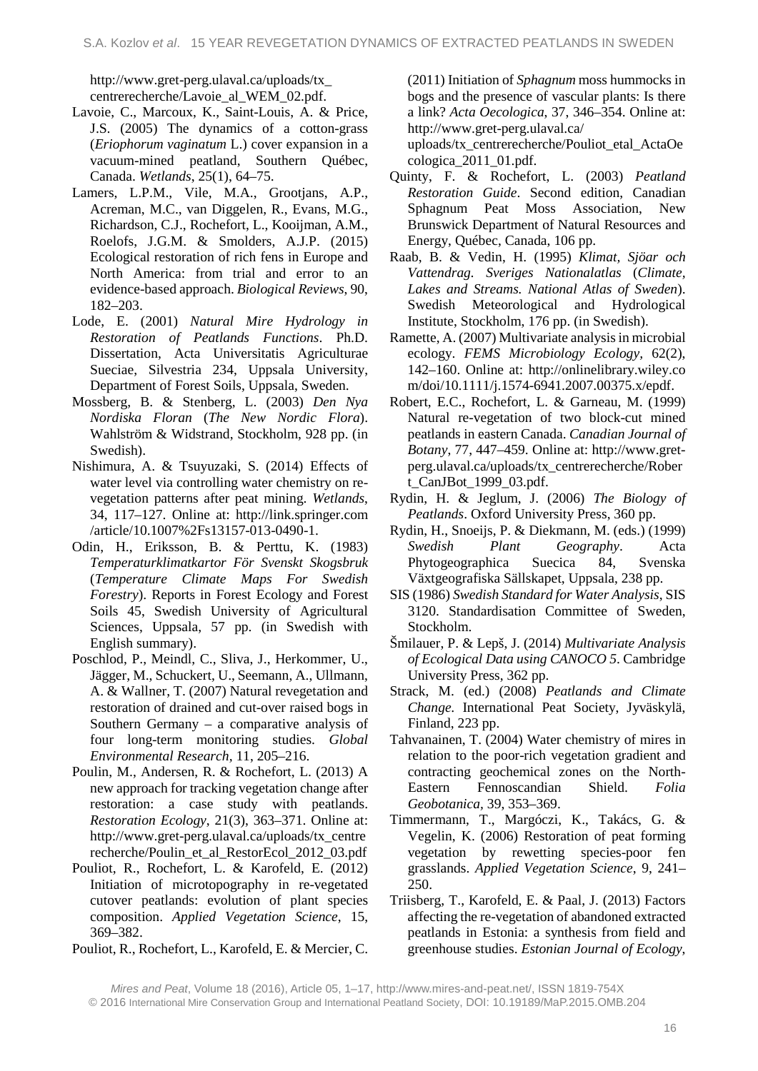http://www.gret-perg.ulaval.ca/uploads/tx_centrerecherche/Lavoie_al_WEM_02.pdf.

Lavoie, C., Marcoux, K., Saint-Louis, A. & Price, J.S. (2005) The dynamics of a cotton-grass (*Eriophorum vaginatum* L.) cover expansion in a vacuum-mined peatland, Southern Québec, Canada. *Wetlands*, 25(1), 64–75.

Lamers, L.P.M., Vile, M.A., Grootjans, A.P., Acreman, M.C., van Diggelen, R., Evans, M.G., Richardson, C.J., Rochefort, L., Kooijman, A.M., Roelofs, J.G.M. & Smolders, A.J.P. (2015) Ecological restoration of rich fens in Europe and North America: from trial and error to an evidence-based approach. *Biological Reviews*, 90, 182–203.

Lode, E. (2001) *Natural Mire Hydrology in Restoration of Peatlands Functions*. Ph.D. Dissertation, Acta Universitatis Agriculturae Sueciae, Silvestria 234, Uppsala University, Department of Forest Soils, Uppsala, Sweden.

Mossberg, B. & Stenberg, L. (2003) *Den Nya Nordiska Floran* (*The New Nordic Flora*). Wahlström & Widstrand, Stockholm, 928 pp. (in Swedish).

Nishimura, A. & Tsuyuzaki, S. (2014) Effects of water level via controlling water chemistry on re-vegetation patterns after peat mining. *Wetlands*, 34, 117–127. Online at: http://link.springer.com/article/10.1007%2Fs13157-013-0490-1.

Odin, H., Eriksson, B. & Perttu, K. (1983) *Temperaturklimatkartor För Svenskt Skogsbruk* (*Temperature Climate Maps For Swedish Forestry*). Reports in Forest Ecology and Forest Soils 45, Swedish University of Agricultural Sciences, Uppsala, 57 pp. (in Swedish with English summary).

Poschlod, P., Meindl, C., Sliva, J., Herkommer, U., Jägger, M., Schuckert, U., Seemann, A., Ullmann, A. & Wallner, T. (2007) Natural revegetation and restoration of drained and cut-over raised bogs in Southern Germany – a comparative analysis of four long-term monitoring studies. *Global Environmental Research*, 11, 205–216.

Poulin, M., Andersen, R. & Rochefort, L. (2013) A new approach for tracking vegetation change after restoration: a case study with peatlands. *Restoration Ecology*, 21(3), 363–371. Online at: http://www.gret-perg.ulaval.ca/uploads/tx_centrerecherche/Poulin_et_al_RestorEcol_2012_03.pdf

Pouliot, R., Rochefort, L. & Karofeld, E. (2012) Initiation of microtopography in re-vegetated cutover peatlands: evolution of plant species composition. *Applied Vegetation Science*, 15, 369–382.

Pouliot, R., Rochefort, L., Karofeld, E. & Mercier, C. (2011) Initiation of *Sphagnum* moss hummocks in bogs and the presence of vascular plants: Is there a link? *Acta Oecologica*, 37, 346–354. Online at: http://www.gret-perg.ulaval.ca/uploads/tx_centrerecherche/Pouliot_etal_ActaOecologica_2011_01.pdf.

Quinty, F. & Rochefort, L. (2003) *Peatland Restoration Guide*. Second edition, Canadian Sphagnum Peat Moss Association, New Brunswick Department of Natural Resources and Energy, Québec, Canada, 106 pp.

Raab, B. & Vedin, H. (1995) *Klimat, Sjöar och Vattendrag. Sveriges Nationalatlas* (*Climate, Lakes and Streams. National Atlas of Sweden*). Swedish Meteorological and Hydrological Institute, Stockholm, 176 pp. (in Swedish).

Ramette, A. (2007) Multivariate analysis in microbial ecology. *FEMS Microbiology Ecology*, 62(2), 142–160. Online at: http://onlinelibrary.wiley.com/doi/10.1111/j.1574-6941.2007.00375.x/epdf.

Robert, E.C., Rochefort, L. & Garneau, M. (1999) Natural re-vegetation of two block-cut mined peatlands in eastern Canada. *Canadian Journal of Botany*, 77, 447–459. Online at: http://www.gret-perg.ulaval.ca/uploads/tx_centrerecherche/Robert_CanJBot_1999_03.pdf.

Rydin, H. & Jeglum, J. (2006) *The Biology of Peatlands*. Oxford University Press, 360 pp.

Rydin, H., Snoeijs, P. & Diekmann, M. (eds.) (1999) *Swedish Plant Geography*. Acta Phytogeographica Suecica 84, Svenska Växtgeografiska Sällskapet, Uppsala, 238 pp.

SIS (1986) *Swedish Standard for Water Analysis*, SIS 3120. Standardisation Committee of Sweden, Stockholm.

Šmilauer, P. & Lepš, J. (2014) *Multivariate Analysis of Ecological Data using CANOCO 5*. Cambridge University Press, 362 pp.

Strack, M. (ed.) (2008) *Peatlands and Climate Change*. International Peat Society, Jyväskylä, Finland, 223 pp.

Tahvanainen, T. (2004) Water chemistry of mires in relation to the poor-rich vegetation gradient and contracting geochemical zones on the North-Eastern Fennoscandian Shield. *Folia Geobotanica*, 39, 353–369.

Timmermann, T., Margóczi, K., Takács, G. & Vegelin, K. (2006) Restoration of peat forming vegetation by rewetting species-poor fen grasslands. *Applied Vegetation Science*, 9, 241–250.

Triisberg, T., Karofeld, E. & Paal, J. (2013) Factors affecting the re-vegetation of abandoned extracted peatlands in Estonia: a synthesis from field and greenhouse studies. *Estonian Journal of Ecology*,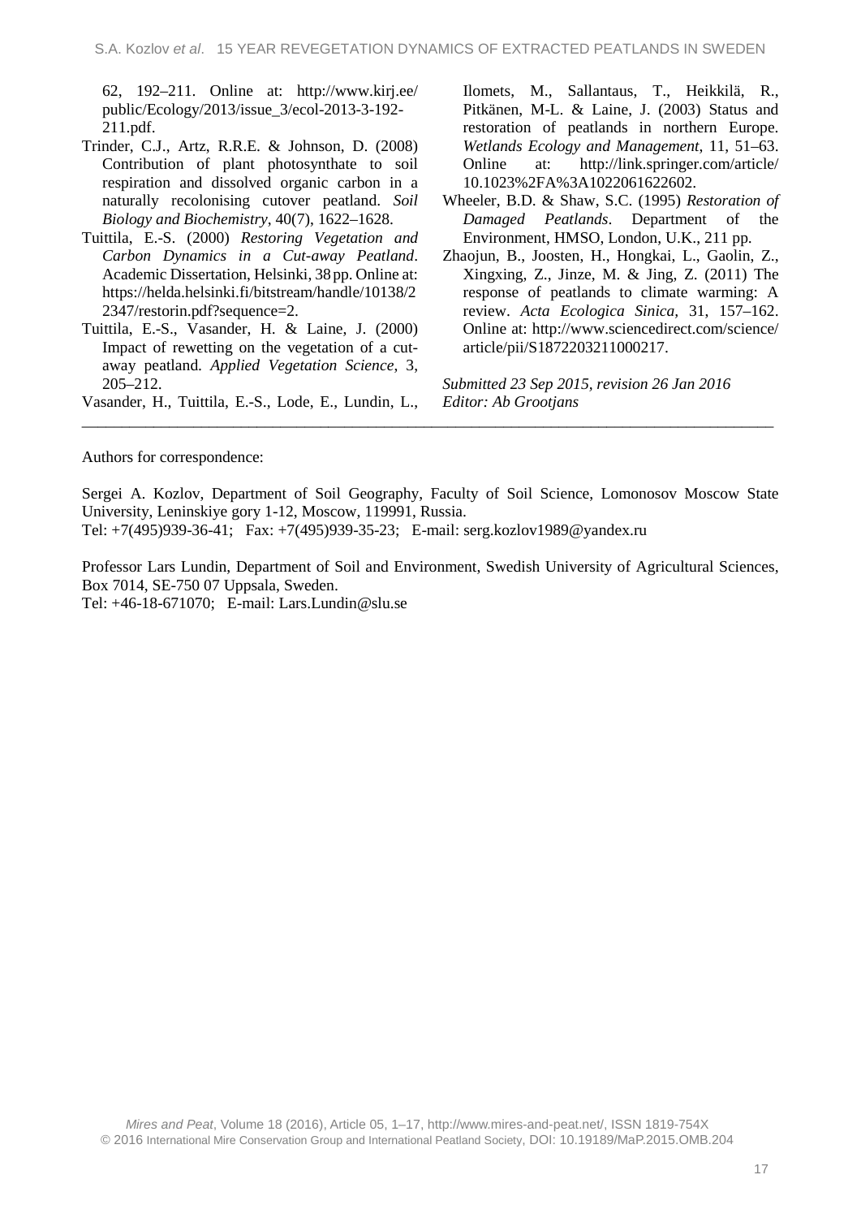62, 192–211. Online at: http://www.kirj.ee/public/Ecology/2013/issue_3/ecol-2013-3-192-211.pdf.

Trinder, C.J., Artz, R.R.E. & Johnson, D. (2008) Contribution of plant photosynthate to soil respiration and dissolved organic carbon in a naturally recolonising cutover peatland. *Soil Biology and Biochemistry*, 40(7), 1622–1628.

Tuittila, E.-S. (2000) *Restoring Vegetation and Carbon Dynamics in a Cut-away Peatland*. Academic Dissertation, Helsinki, 38 pp. Online at: https://helda.helsinki.fi/bitstream/handle/10138/22347/restorin.pdf?sequence=2.

Tuittila, E.-S., Vasander, H. & Laine, J. (2000) Impact of rewetting on the vegetation of a cut-away peatland. *Applied Vegetation Science*, 3, 205–212.

Vasander, H., Tuittila, E.-S., Lode, E., Lundin, L., Ilomets, M., Sallantaus, T., Heikkilä, R., Pitkänen, M-L. & Laine, J. (2003) Status and restoration of peatlands in northern Europe. *Wetlands Ecology and Management*, 11, 51–63. Online at: http://link.springer.com/article/10.1023%2FA%3A1022061622602.

Wheeler, B.D. & Shaw, S.C. (1995) *Restoration of Damaged Peatlands*. Department of the Environment, HMSO, London, U.K., 211 pp.

Zhaojun, B., Joosten, H., Hongkai, L., Gaolin, Z., Xingxing, Z., Jinze, M. & Jing, Z. (2011) The response of peatlands to climate warming: A review. *Acta Ecologica Sinica*, 31, 157–162. Online at: http://www.sciencedirect.com/science/article/pii/S1872203211000217.

*Submitted 23 Sep 2015, revision 26 Jan 2016*
*Editor: Ab Grootjans*

---

Authors for correspondence:

Sergei A. Kozlov, Department of Soil Geography, Faculty of Soil Science, Lomonosov Moscow State University, Leninskiye gory 1-12, Moscow, 119991, Russia.
Tel: +7(495)939-36-41; Fax: +7(495)939-35-23; E-mail: serg.kozlov1989@yandex.ru

Professor Lars Lundin, Department of Soil and Environment, Swedish University of Agricultural Sciences, Box 7014, SE-750 07 Uppsala, Sweden.
Tel: +46-18-671070; E-mail: Lars.Lundin@slu.se